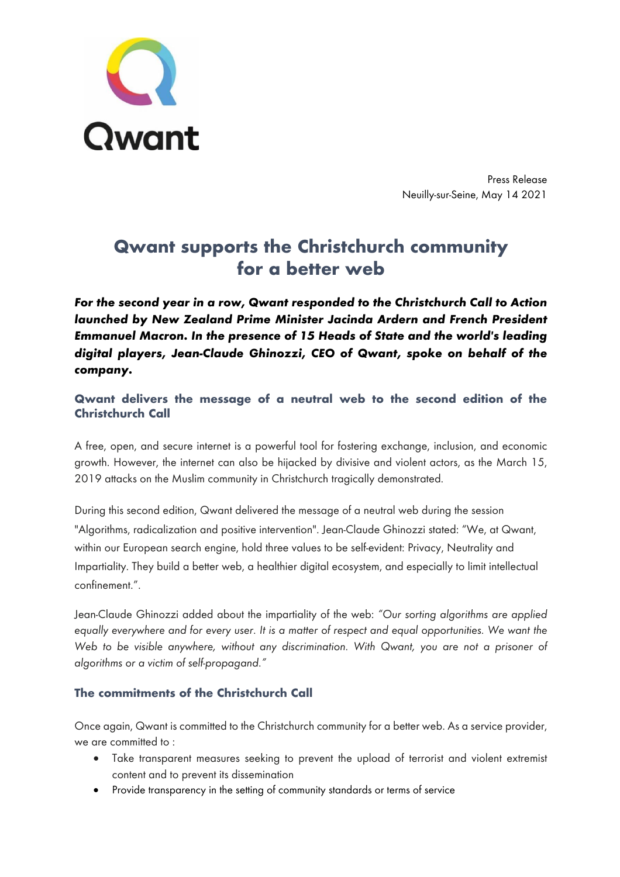Qwant

Press Release
Neuilly-sur-Seine, May 14 2021

# Qwant supports the Christchurch community for a better web

***For the second year in a row, Qwant responded to the Christchurch Call to Action launched by New Zealand Prime Minister Jacinda Ardern and French President Emmanuel Macron. In the presence of 15 Heads of State and the world's leading digital players, Jean-Claude Ghinozzi, CEO of Qwant, spoke on behalf of the company.***

## Qwant delivers the message of a neutral web to the second edition of the Christchurch Call

A free, open, and secure internet is a powerful tool for fostering exchange, inclusion, and economic growth. However, the internet can also be hijacked by divisive and violent actors, as the March 15, 2019 attacks on the Muslim community in Christchurch tragically demonstrated.

During this second edition, Qwant delivered the message of a neutral web during the session "Algorithms, radicalization and positive intervention". Jean-Claude Ghinozzi stated: "We, at Qwant, within our European search engine, hold three values to be self-evident: Privacy, Neutrality and Impartiality. They build a better web, a healthier digital ecosystem, and especially to limit intellectual confinement.".

Jean-Claude Ghinozzi added about the impartiality of the web: *"Our sorting algorithms are applied equally everywhere and for every user. It is a matter of respect and equal opportunities. We want the Web to be visible anywhere, without any discrimination. With Qwant, you are not a prisoner of algorithms or a victim of self-propagand."*

## The commitments of the Christchurch Call

Once again, Qwant is committed to the Christchurch community for a better web. As a service provider, we are committed to :

- Take transparent measures seeking to prevent the upload of terrorist and violent extremist content and to prevent its dissemination
- Provide transparency in the setting of community standards or terms of service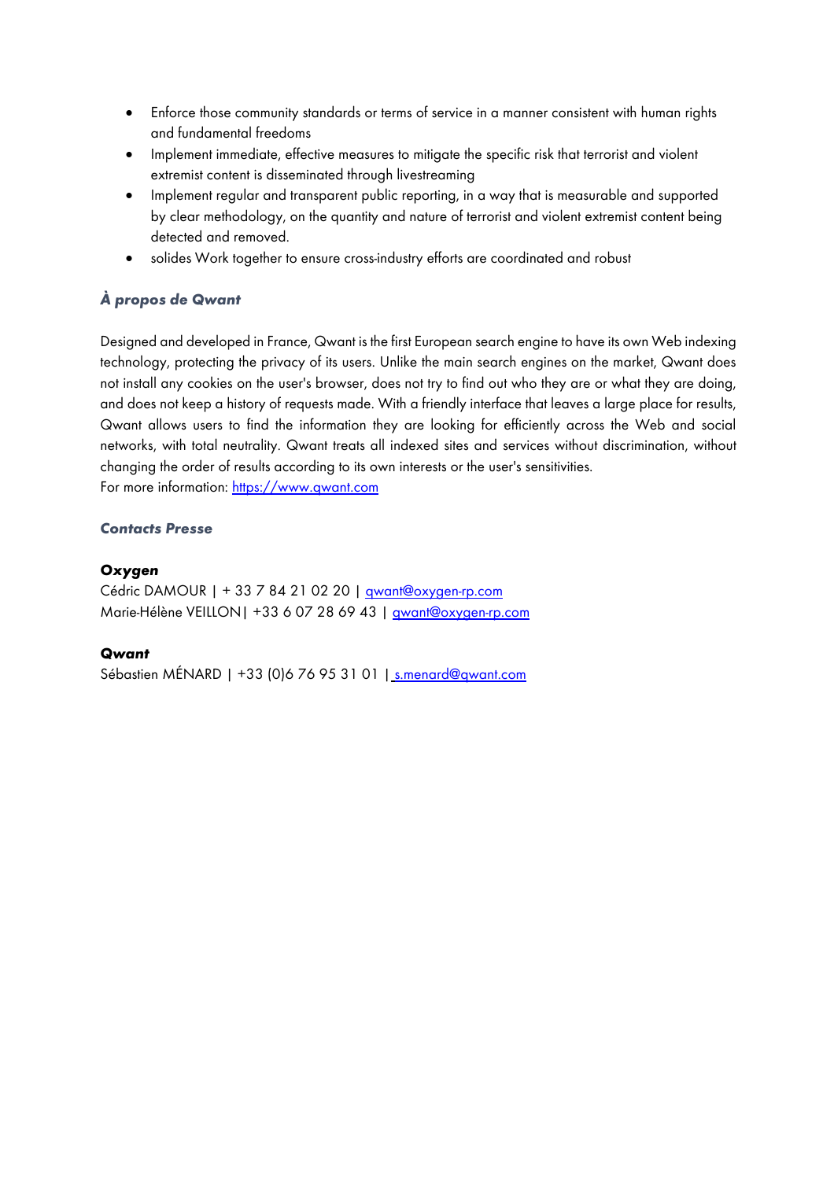- Enforce those community standards or terms of service in a manner consistent with human rights and fundamental freedoms
- Implement immediate, effective measures to mitigate the specific risk that terrorist and violent extremist content is disseminated through livestreaming
- Implement regular and transparent public reporting, in a way that is measurable and supported by clear methodology, on the quantity and nature of terrorist and violent extremist content being detected and removed.
- solides Work together to ensure cross-industry efforts are coordinated and robust

### *À propos de Qwant*

Designed and developed in France, Qwant is the first European search engine to have its own Web indexing technology, protecting the privacy of its users. Unlike the main search engines on the market, Qwant does not install any cookies on the user's browser, does not try to find out who they are or what they are doing, and does not keep a history of requests made. With a friendly interface that leaves a large place for results, Qwant allows users to find the information they are looking for efficiently across the Web and social networks, with total neutrality. Qwant treats all indexed sites and services without discrimination, without changing the order of results according to its own interests or the user's sensitivities.
For more information: https://www.qwant.com

### *Contacts Presse*

***Oxygen***
Cédric DAMOUR | + 33 7 84 21 02 20 | qwant@oxygen-rp.com
Marie-Hélène VEILLON| +33 6 07 28 69 43 | qwant@oxygen-rp.com

***Qwant***
Sébastien MÉNARD | +33 (0)6 76 95 31 01 | s.menard@qwant.com